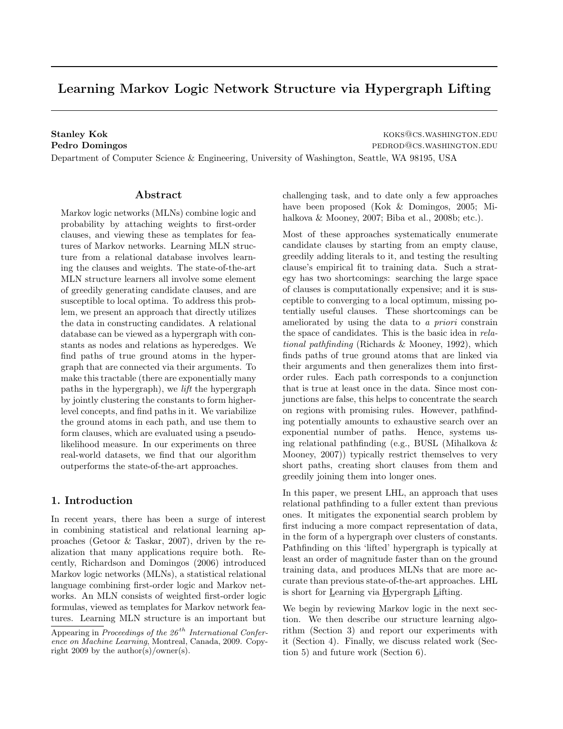# Learning Markov Logic Network Structure via Hypergraph Lifting

**Stanley Kok** koks@cs.washington.edu
**Pedro Domingos** pedrod@cs.washington.edu
Department of Computer Science & Engineering, University of Washington, Seattle, WA 98195, USA

## Abstract

Markov logic networks (MLNs) combine logic and probability by attaching weights to first-order clauses, and viewing these as templates for features of Markov networks. Learning MLN structure from a relational database involves learning the clauses and weights. The state-of-the-art MLN structure learners all involve some element of greedily generating candidate clauses, and are susceptible to local optima. To address this problem, we present an approach that directly utilizes the data in constructing candidates. A relational database can be viewed as a hypergraph with constants as nodes and relations as hyperedges. We find paths of true ground atoms in the hypergraph that are connected via their arguments. To make this tractable (there are exponentially many paths in the hypergraph), we *lift* the hypergraph by jointly clustering the constants to form higher-level concepts, and find paths in it. We variabilize the ground atoms in each path, and use them to form clauses, which are evaluated using a pseudo-likelihood measure. In our experiments on three real-world datasets, we find that our algorithm outperforms the state-of-the-art approaches.

## 1. Introduction

In recent years, there has been a surge of interest in combining statistical and relational learning approaches (Getoor & Taskar, 2007), driven by the realization that many applications require both. Recently, Richardson and Domingos (2006) introduced Markov logic networks (MLNs), a statistical relational language combining first-order logic and Markov networks. An MLN consists of weighted first-order logic formulas, viewed as templates for Markov network features. Learning MLN structure is an important but challenging task, and to date only a few approaches have been proposed (Kok & Domingos, 2005; Mihalkova & Mooney, 2007; Biba et al., 2008b; etc.).

Most of these approaches systematically enumerate candidate clauses by starting from an empty clause, greedily adding literals to it, and testing the resulting clause's empirical fit to training data. Such a strategy has two shortcomings: searching the large space of clauses is computationally expensive; and it is susceptible to converging to a local optimum, missing potentially useful clauses. These shortcomings can be ameliorated by using the data to *a priori* constrain the space of candidates. This is the basic idea in *relational pathfinding* (Richards & Mooney, 1992), which finds paths of true ground atoms that are linked via their arguments and then generalizes them into first-order rules. Each path corresponds to a conjunction that is true at least once in the data. Since most conjunctions are false, this helps to concentrate the search on regions with promising rules. However, pathfinding potentially amounts to exhaustive search over an exponential number of paths. Hence, systems using relational pathfinding (e.g., BUSL (Mihalkova & Mooney, 2007)) typically restrict themselves to very short paths, creating short clauses from them and greedily joining them into longer ones.

In this paper, we present LHL, an approach that uses relational pathfinding to a fuller extent than previous ones. It mitigates the exponential search problem by first inducing a more compact representation of data, in the form of a hypergraph over clusters of constants. Pathfinding on this 'lifted' hypergraph is typically at least an order of magnitude faster than on the ground training data, and produces MLNs that are more accurate than previous state-of-the-art approaches. LHL is short for Learning via Hypergraph Lifting.

We begin by reviewing Markov logic in the next section. We then describe our structure learning algorithm (Section 3) and report our experiments with it (Section 4). Finally, we discuss related work (Section 5) and future work (Section 6).

Appearing in *Proceedings of the 26th International Conference on Machine Learning*, Montreal, Canada, 2009. Copyright 2009 by the author(s)/owner(s).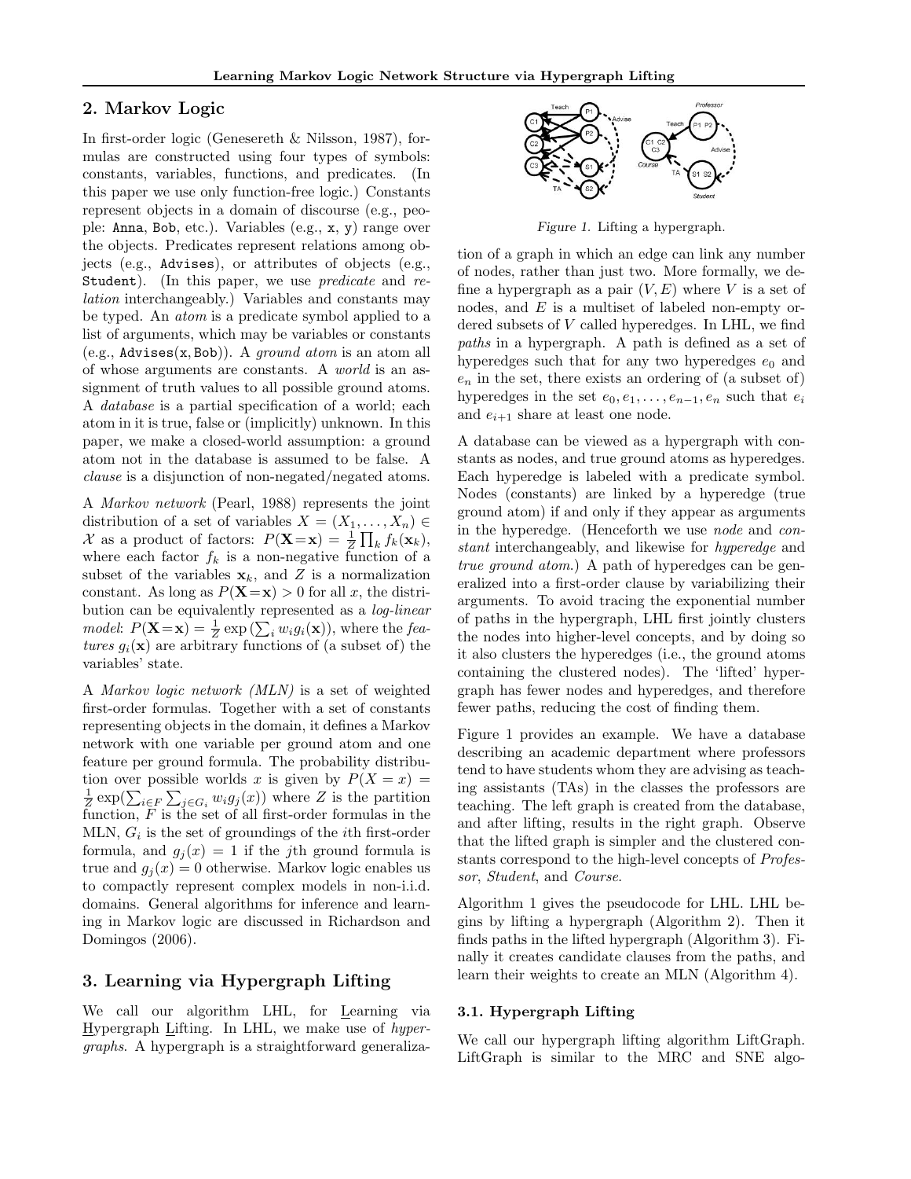## 2. Markov Logic

In first-order logic (Genesereth & Nilsson, 1987), formulas are constructed using four types of symbols: constants, variables, functions, and predicates. (In this paper we use only function-free logic.) Constants represent objects in a domain of discourse (e.g., people: Anna, Bob, etc.). Variables (e.g., x, y) range over the objects. Predicates represent relations among objects (e.g., Advises), or attributes of objects (e.g., Student). (In this paper, we use *predicate* and *relation* interchangeably.) Variables and constants may be typed. An *atom* is a predicate symbol applied to a list of arguments, which may be variables or constants (e.g., Advises(x, Bob)). A *ground atom* is an atom all of whose arguments are constants. A *world* is an assignment of truth values to all possible ground atoms. A *database* is a partial specification of a world; each atom in it is true, false or (implicitly) unknown. In this paper, we make a closed-world assumption: a ground atom not in the database is assumed to be false. A *clause* is a disjunction of non-negated/negated atoms.

A *Markov network* (Pearl, 1988) represents the joint distribution of a set of variables $X = (X_1, \ldots, X_n) \in \mathcal{X}$ as a product of factors: $P(\mathbf{X}=\mathbf{x}) = \frac{1}{Z}\prod_k f_k(\mathbf{x}_k)$, where each factor $f_k$ is a non-negative function of a subset of the variables $\mathbf{x}_k$, and $Z$ is a normalization constant. As long as $P(\mathbf{X}=\mathbf{x}) > 0$ for all $x$, the distribution can be equivalently represented as a *log-linear model*: $P(\mathbf{X}=\mathbf{x}) = \frac{1}{Z}\exp\left(\sum_i w_i g_i(\mathbf{x})\right)$, where the *features* $g_i(\mathbf{x})$ are arbitrary functions of (a subset of) the variables' state.

A *Markov logic network (MLN)* is a set of weighted first-order formulas. Together with a set of constants representing objects in the domain, it defines a Markov network with one variable per ground atom and one feature per ground formula. The probability distribution over possible worlds $x$ is given by $P(X=x) = \frac{1}{Z}\exp(\sum_{i \in F}\sum_{j \in G_i} w_i g_j(x))$ where $Z$ is the partition function, $F$ is the set of all first-order formulas in the MLN, $G_i$ is the set of groundings of the $i$th first-order formula, and $g_j(x) = 1$ if the $j$th ground formula is true and $g_j(x) = 0$ otherwise. Markov logic enables us to compactly represent complex models in non-i.i.d. domains. General algorithms for inference and learning in Markov logic are discussed in Richardson and Domingos (2006).

## 3. Learning via Hypergraph Lifting

We call our algorithm LHL, for Learning via Hypergraph Lifting. In LHL, we make use of *hypergraphs*. A hypergraph is a straightforward generalization of a graph in which an edge can link any number of nodes, rather than just two. More formally, we define a hypergraph as a pair $(V, E)$ where $V$ is a set of nodes, and $E$ is a multiset of labeled non-empty ordered subsets of $V$ called hyperedges. In LHL, we find *paths* in a hypergraph. A path is defined as a set of hyperedges such that for any two hyperedges $e_0$ and $e_n$ in the set, there exists an ordering of (a subset of) hyperedges in the set $e_0, e_1, \ldots, e_{n-1}, e_n$ such that $e_i$ and $e_{i+1}$ share at least one node.

Figure 1. Lifting a hypergraph.

A database can be viewed as a hypergraph with constants as nodes, and true ground atoms as hyperedges. Each hyperedge is labeled with a predicate symbol. Nodes (constants) are linked by a hyperedge (true ground atom) if and only if they appear as arguments in the hyperedge. (Henceforth we use *node* and *constant* interchangeably, and likewise for *hyperedge* and *true ground atom*.) A path of hyperedges can be generalized into a first-order clause by variabilizing their arguments. To avoid tracing the exponential number of paths in the hypergraph, LHL first jointly clusters the nodes into higher-level concepts, and by doing so it also clusters the hyperedges (i.e., the ground atoms containing the clustered nodes). The 'lifted' hypergraph has fewer nodes and hyperedges, and therefore fewer paths, reducing the cost of finding them.

Figure 1 provides an example. We have a database describing an academic department where professors tend to have students whom they are advising as teaching assistants (TAs) in the classes the professors are teaching. The left graph is created from the database, and after lifting, results in the right graph. Observe that the lifted graph is simpler and the clustered constants correspond to the high-level concepts of *Professor*, *Student*, and *Course*.

Algorithm 1 gives the pseudocode for LHL. LHL begins by lifting a hypergraph (Algorithm 2). Then it finds paths in the lifted hypergraph (Algorithm 3). Finally it creates candidate clauses from the paths, and learn their weights to create an MLN (Algorithm 4).

### 3.1. Hypergraph Lifting

We call our hypergraph lifting algorithm LiftGraph. LiftGraph is similar to the MRC and SNE algo-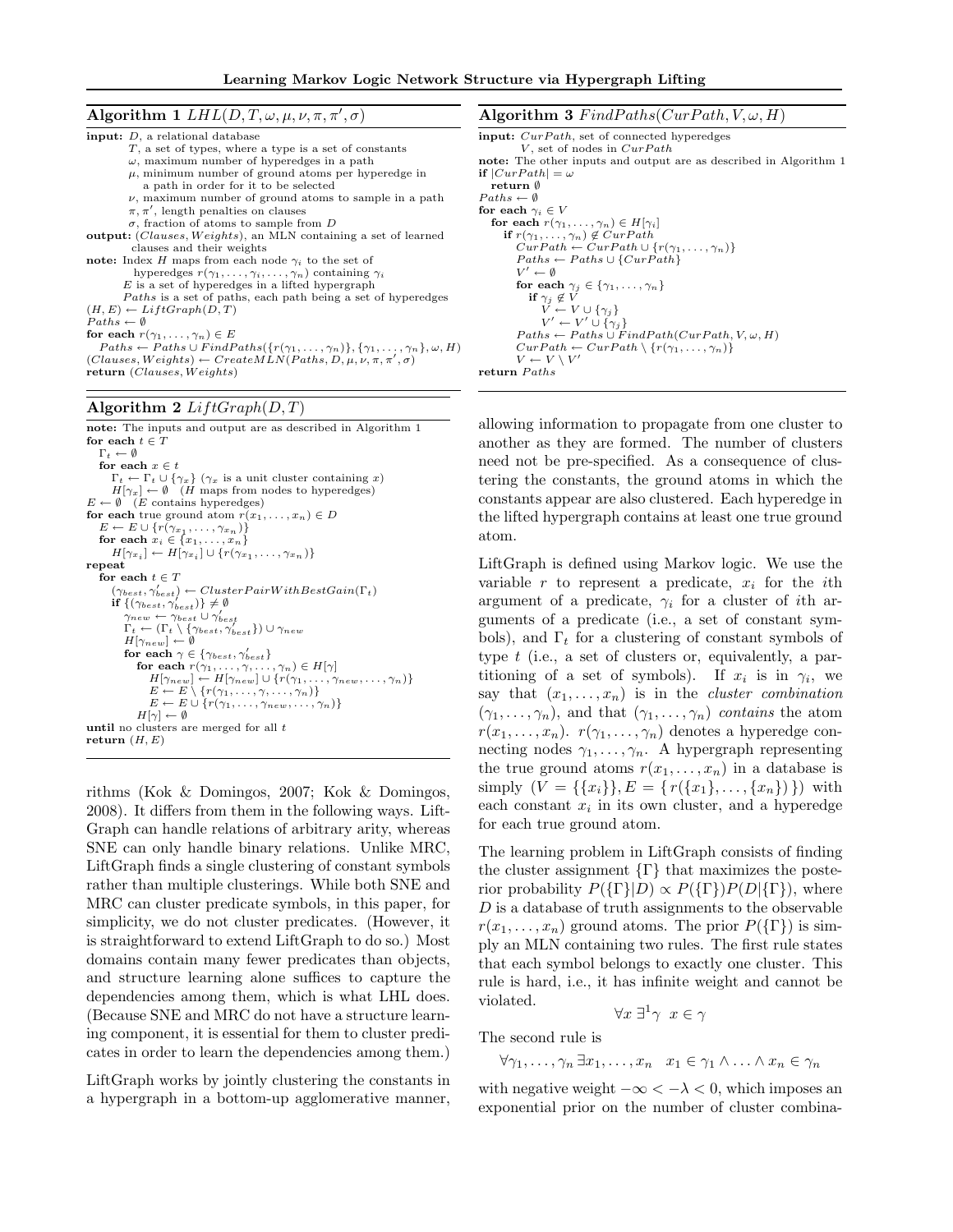**Algorithm 1** $LHL(D, T, \omega, \mu, \nu, \pi, \pi', \sigma)$

```
input: D, a relational database
       T, a set of types, where a type is a set of constants
       ω, maximum number of hyperedges in a path
       μ, minimum number of ground atoms per hyperedge in
          a path in order for it to be selected
       ν, maximum number of ground atoms to sample in a path
       π, π', length penalties on clauses
       σ, fraction of atoms to sample from D
output: (Clauses, Weights), an MLN containing a set of learned
        clauses and their weights
note: Index H maps from each node γ_i to the set of
        hyperedges r(γ_1, ..., γ_i, ..., γ_n) containing γ_i
      E is a set of hyperedges in a lifted hypergraph
      Paths is a set of paths, each path being a set of hyperedges
(H, E) ← LiftGraph(D, T)
Paths ← ∅
for each r(γ_1, ..., γ_n) ∈ E
  Paths ← Paths ∪ FindPaths({r(γ_1, ..., γ_n)}, {γ_1, ..., γ_n}, ω, H)
(Clauses, Weights) ← CreateMLN(Paths, D, μ, ν, π, π', σ)
return (Clauses, Weights)
```

**Algorithm 2** $LiftGraph(D, T)$

```
note: The inputs and output are as described in Algorithm 1
for each t ∈ T
  Γ_t ← ∅
  for each x ∈ t
    Γ_t ← Γ_t ∪ {γ_x} (γ_x is a unit cluster containing x)
    H[γ_x] ← ∅   (H maps from nodes to hyperedges)
E ← ∅   (E contains hyperedges)
for each true ground atom r(x_1, ..., x_n) ∈ D
  E ← E ∪ {r(γ_{x_1}, ..., γ_{x_n})}
  for each x_i ∈ {x_1, ..., x_n}
    H[γ_{x_i}] ← H[γ_{x_i}] ∪ {r(γ_{x_1}, ..., γ_{x_n})}
repeat
  for each t ∈ T
    (γ_best, γ'_best) ← ClusterPairWithBestGain(Γ_t)
    if {(γ_best, γ'_best)} ≠ ∅
      γ_new ← γ_best ∪ γ'_best
      Γ_t ← (Γ_t \ {γ_best, γ'_best}) ∪ γ_new
      H[γ_new] ← ∅
      for each γ ∈ {γ_best, γ'_best}
        for each r(γ_1, ..., γ, ..., γ_n) ∈ H[γ]
          H[γ_new] ← H[γ_new] ∪ {r(γ_1, ..., γ_new, ..., γ_n)}
          E ← E \ {r(γ_1, ..., γ, ..., γ_n)}
          E ← E ∪ {r(γ_1, ..., γ_new, ..., γ_n)}
        H[γ] ← ∅
until no clusters are merged for all t
return (H, E)
```

**Algorithm 3** $FindPaths(CurPath, V, \omega, H)$

```
input: CurPath, set of connected hyperedges
       V, set of nodes in CurPath
note: The other inputs and output are as described in Algorithm 1
if |CurPath| = ω
  return ∅
Paths ← ∅
for each γ_i ∈ V
  for each r(γ_1, ..., γ_n) ∈ H[γ_i]
    if r(γ_1, ..., γ_n) ∉ CurPath
      CurPath ← CurPath ∪ {r(γ_1, ..., γ_n)}
      Paths ← Paths ∪ {CurPath}
      V' ← ∅
      for each γ_j ∈ {γ_1, ..., γ_n}
        if γ_j ∉ V
          V ← V ∪ {γ_j}
          V' ← V' ∪ {γ_j}
      Paths ← Paths ∪ FindPath(CurPath, V, ω, H)
      CurPath ← CurPath \ {r(γ_1, ..., γ_n)}
      V ← V \ V'
return Paths
```

rithms (Kok & Domingos, 2007; Kok & Domingos, 2008). It differs from them in the following ways. LiftGraph can handle relations of arbitrary arity, whereas SNE can only handle binary relations. Unlike MRC, LiftGraph finds a single clustering of constant symbols rather than multiple clusterings. While both SNE and MRC can cluster predicate symbols, in this paper, for simplicity, we do not cluster predicates. (However, it is straightforward to extend LiftGraph to do so.) Most domains contain many fewer predicates than objects, and structure learning alone suffices to capture the dependencies among them, which is what LHL does. (Because SNE and MRC do not have a structure learning component, it is essential for them to cluster predicates in order to learn the dependencies among them.)

LiftGraph works by jointly clustering the constants in a hypergraph in a bottom-up agglomerative manner, allowing information to propagate from one cluster to another as they are formed. The number of clusters need not be pre-specified. As a consequence of clustering the constants, the ground atoms in which the constants appear are also clustered. Each hyperedge in the lifted hypergraph contains at least one true ground atom.

LiftGraph is defined using Markov logic. We use the variable $r$ to represent a predicate, $x_i$ for the $i$th argument of a predicate, $\gamma_i$ for a cluster of $i$th arguments of a predicate (i.e., a set of constant symbols), and $\Gamma_t$ for a clustering of constant symbols of type $t$ (i.e., a set of clusters or, equivalently, a partitioning of a set of symbols). If $x_i$ is in $\gamma_i$, we say that $(x_1, \ldots, x_n)$ is in the *cluster combination* $(\gamma_1, \ldots, \gamma_n)$, and that $(\gamma_1, \ldots, \gamma_n)$ *contains* the atom $r(x_1, \ldots, x_n)$. $r(\gamma_1, \ldots, \gamma_n)$ denotes a hyperedge connecting nodes $\gamma_1, \ldots, \gamma_n$. A hypergraph representing the true ground atoms $r(x_1, \ldots, x_n)$ in a database is simply $(V = \{\{x_i\}\}, E = \{\, r(\{x_1\}, \ldots, \{x_n\})\,\})$ with each constant $x_i$ in its own cluster, and a hyperedge for each true ground atom.

The learning problem in LiftGraph consists of finding the cluster assignment $\{\Gamma\}$ that maximizes the posterior probability $P(\{\Gamma\}|D) \propto P(\{\Gamma\})P(D|\{\Gamma\})$, where $D$ is a database of truth assignments to the observable $r(x_1, \ldots, x_n)$ ground atoms. The prior $P(\{\Gamma\})$ is simply an MLN containing two rules. The first rule states that each symbol belongs to exactly one cluster. This rule is hard, i.e., it has infinite weight and cannot be violated.

$$\forall x\ \exists^1 \gamma\ \ x \in \gamma$$

The second rule is

$$\forall \gamma_1, \ldots, \gamma_n\ \exists x_1, \ldots, x_n \quad x_1 \in \gamma_1 \wedge \ldots \wedge x_n \in \gamma_n$$

with negative weight $-\infty < -\lambda < 0$, which imposes an exponential prior on the number of cluster combina-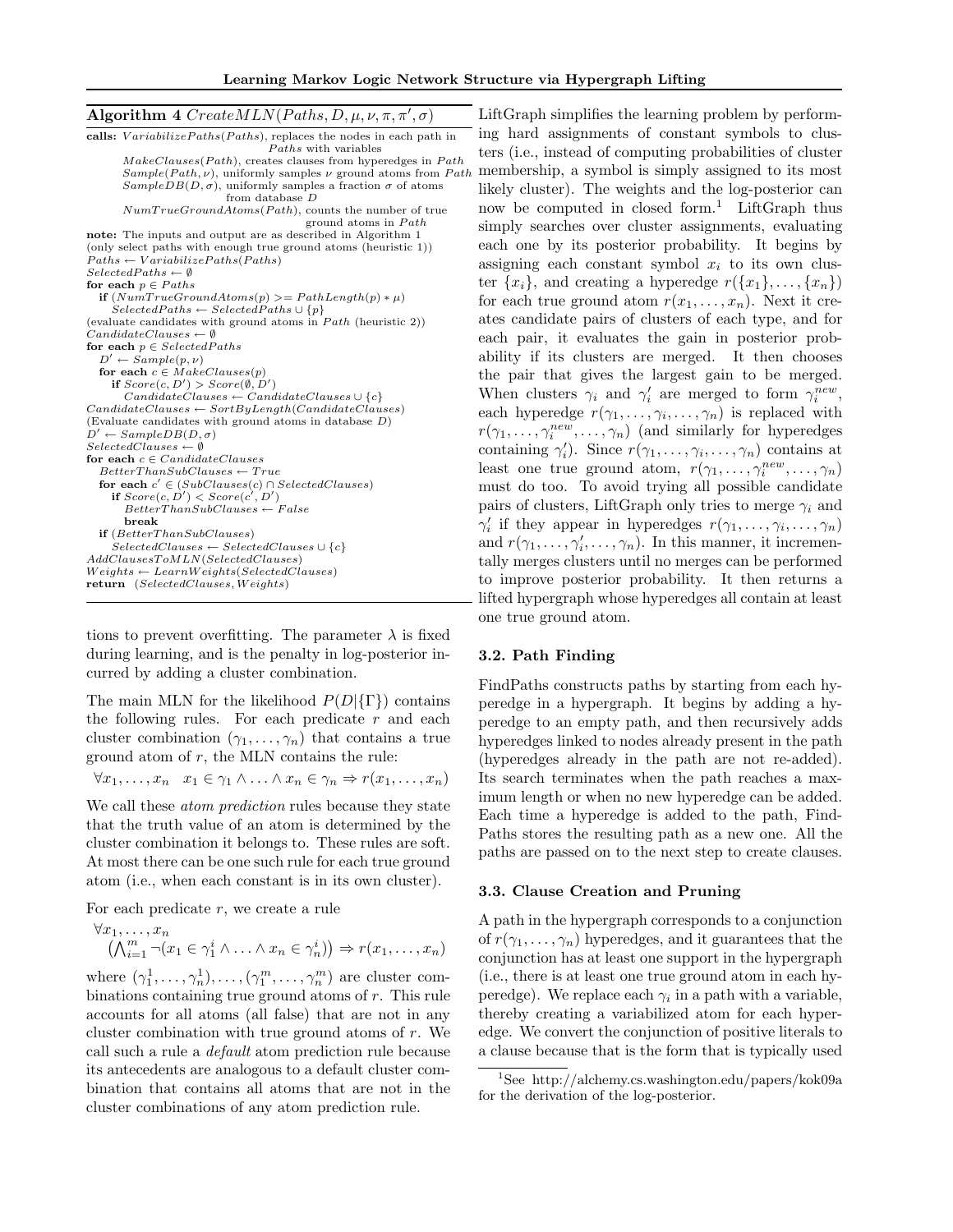**Algorithm 4** $CreateMLN(Paths, D, \mu, \nu, \pi, \pi', \sigma)$

```
calls: VariabilizePaths(Paths), replaces the nodes in each path in
                    Paths with variables
       MakeClauses(Path), creates clauses from hyperedges in Path
       Sample(Path, ν), uniformly samples ν ground atoms from Path
       SampleDB(D, σ), uniformly samples a fraction σ of atoms
                    from database D
       NumTrueGroundAtoms(Path), counts the number of true
                    ground atoms in Path
note: The inputs and output are as described in Algorithm 1
(only select paths with enough true ground atoms (heuristic 1))
Paths ← VariabilizePaths(Paths)
SelectedPaths ← ∅
for each p ∈ Paths
  if (NumTrueGroundAtoms(p) >= PathLength(p) * μ)
    SelectedPaths ← SelectedPaths ∪ {p}
(evaluate candidates with ground atoms in Path (heuristic 2))
CandidateClauses ← ∅
for each p ∈ SelectedPaths
  D' ← Sample(p, ν)
  for each c ∈ MakeClauses(p)
    if Score(c, D') > Score(∅, D')
      CandidateClauses ← CandidateClauses ∪ {c}
CandidateClauses ← SortByLength(CandidateClauses)
(Evaluate candidates with ground atoms in database D)
D' ← SampleDB(D, σ)
SelectedClauses ← ∅
for each c ∈ CandidateClauses
  BetterThanSubClauses ← True
  for each c' ∈ (SubClauses(c) ∩ SelectedClauses)
    if Score(c, D') < Score(c', D')
      BetterThanSubClauses ← False
      break
  if (BetterThanSubClauses)
    SelectedClauses ← SelectedClauses ∪ {c}
AddClausesToMLN(SelectedClauses)
Weights ← LearnWeights(SelectedClauses)
return (SelectedClauses, Weights)
```

tions to prevent overfitting. The parameter $\lambda$ is fixed during learning, and is the penalty in log-posterior incurred by adding a cluster combination.

The main MLN for the likelihood $P(D|\{\Gamma\})$ contains the following rules. For each predicate $r$ and each cluster combination $(\gamma_1, \ldots, \gamma_n)$ that contains a true ground atom of $r$, the MLN contains the rule:

$$\forall x_1, \ldots, x_n \quad x_1 \in \gamma_1 \wedge \ldots \wedge x_n \in \gamma_n \Rightarrow r(x_1, \ldots, x_n)$$

We call these *atom prediction* rules because they state that the truth value of an atom is determined by the cluster combination it belongs to. These rules are soft. At most there can be one such rule for each true ground atom (i.e., when each constant is in its own cluster).

For each predicate $r$, we create a rule

$$\forall x_1, \ldots, x_n \quad \left(\bigwedge_{i=1}^{m} \neg(x_1 \in \gamma_1^i \wedge \ldots \wedge x_n \in \gamma_n^i)\right) \Rightarrow r(x_1, \ldots, x_n)$$

where $(\gamma_1^1, \ldots, \gamma_n^1), \ldots, (\gamma_1^m, \ldots, \gamma_n^m)$ are cluster combinations containing true ground atoms of $r$. This rule accounts for all atoms (all false) that are not in any cluster combination with true ground atoms of $r$. We call such a rule a *default* atom prediction rule because its antecedents are analogous to a default cluster combination that contains all atoms that are not in the cluster combinations of any atom prediction rule.

LiftGraph simplifies the learning problem by performing hard assignments of constant symbols to clusters (i.e., instead of computing probabilities of cluster membership, a symbol is simply assigned to its most likely cluster). The weights and the log-posterior can now be computed in closed form.[1] LiftGraph thus simply searches over cluster assignments, evaluating each one by its posterior probability. It begins by assigning each constant symbol $x_i$ to its own cluster $\{x_i\}$, and creating a hyperedge $r(\{x_1\}, \ldots, \{x_n\})$ for each true ground atom $r(x_1, \ldots, x_n)$. Next it creates candidate pairs of clusters of each type, and for each pair, it evaluates the gain in posterior probability if its clusters are merged. It then chooses the pair that gives the largest gain to be merged. When clusters $\gamma_i$ and $\gamma_i'$ are merged to form $\gamma_i^{new}$, each hyperedge $r(\gamma_1, \ldots, \gamma_i, \ldots, \gamma_n)$ is replaced with $r(\gamma_1, \ldots, \gamma_i^{new}, \ldots, \gamma_n)$ (and similarly for hyperedges containing $\gamma_i'$). Since $r(\gamma_1, \ldots, \gamma_i, \ldots, \gamma_n)$ contains at least one true ground atom, $r(\gamma_1, \ldots, \gamma_i^{new}, \ldots, \gamma_n)$ must do too. To avoid trying all possible candidate pairs of clusters, LiftGraph only tries to merge $\gamma_i$ and $\gamma_i'$ if they appear in hyperedges $r(\gamma_1, \ldots, \gamma_i, \ldots, \gamma_n)$ and $r(\gamma_1, \ldots, \gamma_i', \ldots, \gamma_n)$. In this manner, it incrementally merges clusters until no merges can be performed to improve posterior probability. It then returns a lifted hypergraph whose hyperedges all contain at least one true ground atom.

### 3.2. Path Finding

FindPaths constructs paths by starting from each hyperedge in a hypergraph. It begins by adding a hyperedge to an empty path, and then recursively adds hyperedges linked to nodes already present in the path (hyperedges already in the path are not re-added). Its search terminates when the path reaches a maximum length or when no new hyperedge can be added. Each time a hyperedge is added to the path, FindPaths stores the resulting path as a new one. All the paths are passed on to the next step to create clauses.

### 3.3. Clause Creation and Pruning

A path in the hypergraph corresponds to a conjunction of $r(\gamma_1, \ldots, \gamma_n)$ hyperedges, and it guarantees that the conjunction has at least one support in the hypergraph (i.e., there is at least one true ground atom in each hyperedge). We replace each $\gamma_i$ in a path with a variable, thereby creating a variabilized atom for each hyperedge. We convert the conjunction of positive literals to a clause because that is the form that is typically used

[1] See http://alchemy.cs.washington.edu/papers/kok09a for the derivation of the log-posterior.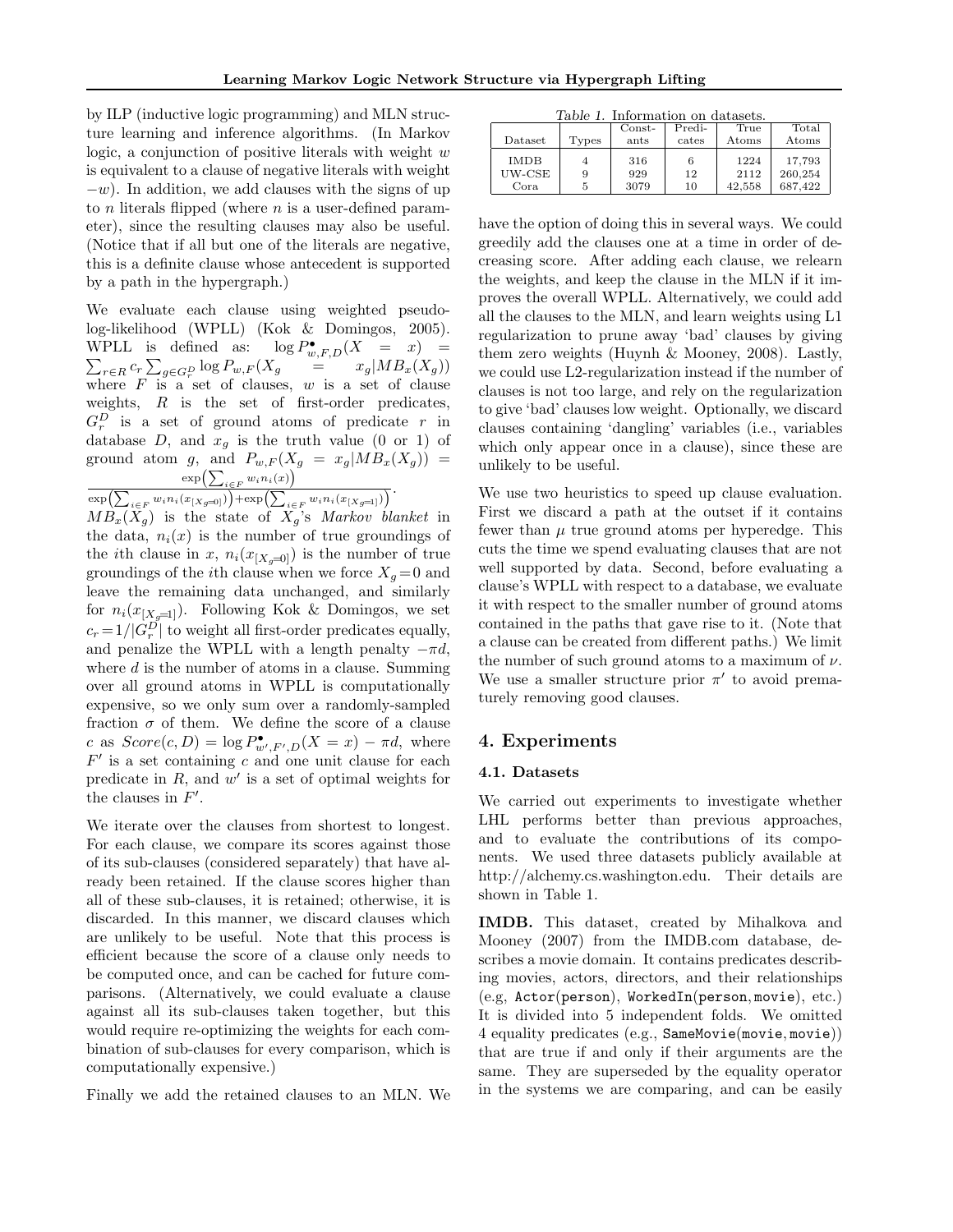by ILP (inductive logic programming) and MLN structure learning and inference algorithms. (In Markov logic, a conjunction of positive literals with weight $w$ is equivalent to a clause of negative literals with weight $-w$). In addition, we add clauses with the signs of up to $n$ literals flipped (where $n$ is a user-defined parameter), since the resulting clauses may also be useful. (Notice that if all but one of the literals are negative, this is a definite clause whose antecedent is supported by a path in the hypergraph.)

We evaluate each clause using weighted pseudo-log-likelihood (WPLL) (Kok & Domingos, 2005). WPLL is defined as: $\log P^{\bullet}_{w,F,D}(X = x) = \sum_{r \in R} c_r \sum_{g \in G^D_r} \log P_{w,F}(X_g = x_g | MB_x(X_g))$ where $F$ is a set of clauses, $w$ is a set of clause weights, $R$ is the set of first-order predicates, $G^D_r$ is a set of ground atoms of predicate $r$ in database $D$, and $x_g$ is the truth value (0 or 1) of ground atom $g$, and $P_{w,F}(X_g = x_g | MB_x(X_g)) = \frac{\exp\left(\sum_{i \in F} w_i n_i(x)\right)}{\exp\left(\sum_{i \in F} w_i n_i(x_{[X_g=0]})\right) + \exp\left(\sum_{i \in F} w_i n_i(x_{[X_g=1]})\right)}$. $MB_x(X_g)$ is the state of $X_g$'s *Markov blanket* in the data, $n_i(x)$ is the number of true groundings of the $i$th clause in $x$, $n_i(x_{[X_g=0]})$ is the number of true groundings of the $i$th clause when we force $X_g = 0$ and leave the remaining data unchanged, and similarly for $n_i(x_{[X_g=1]})$. Following Kok & Domingos, we set $c_r = 1/|G^D_r|$ to weight all first-order predicates equally, and penalize the WPLL with a length penalty $-\pi d$, where $d$ is the number of atoms in a clause. Summing over all ground atoms in WPLL is computationally expensive, so we only sum over a randomly-sampled fraction $\sigma$ of them. We define the score of a clause $c$ as $Score(c, D) = \log P^{\bullet}_{w',F',D}(X = x) - \pi d$, where $F'$ is a set containing $c$ and one unit clause for each predicate in $R$, and $w'$ is a set of optimal weights for the clauses in $F'$.

We iterate over the clauses from shortest to longest. For each clause, we compare its scores against those of its sub-clauses (considered separately) that have already been retained. If the clause scores higher than all of these sub-clauses, it is retained; otherwise, it is discarded. In this manner, we discard clauses which are unlikely to be useful. Note that this process is efficient because the score of a clause only needs to be computed once, and can be cached for future comparisons. (Alternatively, we could evaluate a clause against all its sub-clauses taken together, but this would require re-optimizing the weights for each combination of sub-clauses for every comparison, which is computationally expensive.)

Finally we add the retained clauses to an MLN. We have the option of doing this in several ways. We could greedily add the clauses one at a time in order of decreasing score. After adding each clause, we relearn the weights, and keep the clause in the MLN if it improves the overall WPLL. Alternatively, we could add all the clauses to the MLN, and learn weights using L1 regularization to prune away 'bad' clauses by giving them zero weights (Huynh & Mooney, 2008). Lastly, we could use L2-regularization instead if the number of clauses is not too large, and rely on the regularization to give 'bad' clauses low weight. Optionally, we discard clauses containing 'dangling' variables (i.e., variables which only appear once in a clause), since these are unlikely to be useful.

We use two heuristics to speed up clause evaluation. First we discard a path at the outset if it contains fewer than $\mu$ true ground atoms per hyperedge. This cuts the time we spend evaluating clauses that are not well supported by data. Second, before evaluating a clause's WPLL with respect to a database, we evaluate it with respect to the smaller number of ground atoms contained in the paths that gave rise to it. (Note that a clause can be created from different paths.) We limit the number of such ground atoms to a maximum of $\nu$. We use a smaller structure prior $\pi'$ to avoid prematurely removing good clauses.

*Table 1.* Information on datasets.

| Dataset | Types | Constants | Predicates | True Atoms | Total Atoms |
|---|---|---|---|---|---|
| IMDB | 4 | 316 | 6 | 1224 | 17,793 |
| UW-CSE | 9 | 929 | 12 | 2112 | 260,254 |
| Cora | 5 | 3079 | 10 | 42,558 | 687,422 |

## 4. Experiments

### 4.1. Datasets

We carried out experiments to investigate whether LHL performs better than previous approaches, and to evaluate the contributions of its components. We used three datasets publicly available at http://alchemy.cs.washington.edu. Their details are shown in Table 1.

**IMDB.** This dataset, created by Mihalkova and Mooney (2007) from the IMDB.com database, describes a movie domain. It contains predicates describing movies, actors, directors, and their relationships (e.g, `Actor(person)`, `WorkedIn(person, movie)`, etc.) It is divided into 5 independent folds. We omitted 4 equality predicates (e.g., `SameMovie(movie, movie)`) that are true if and only if their arguments are the same. They are superseded by the equality operator in the systems we are comparing, and can be easily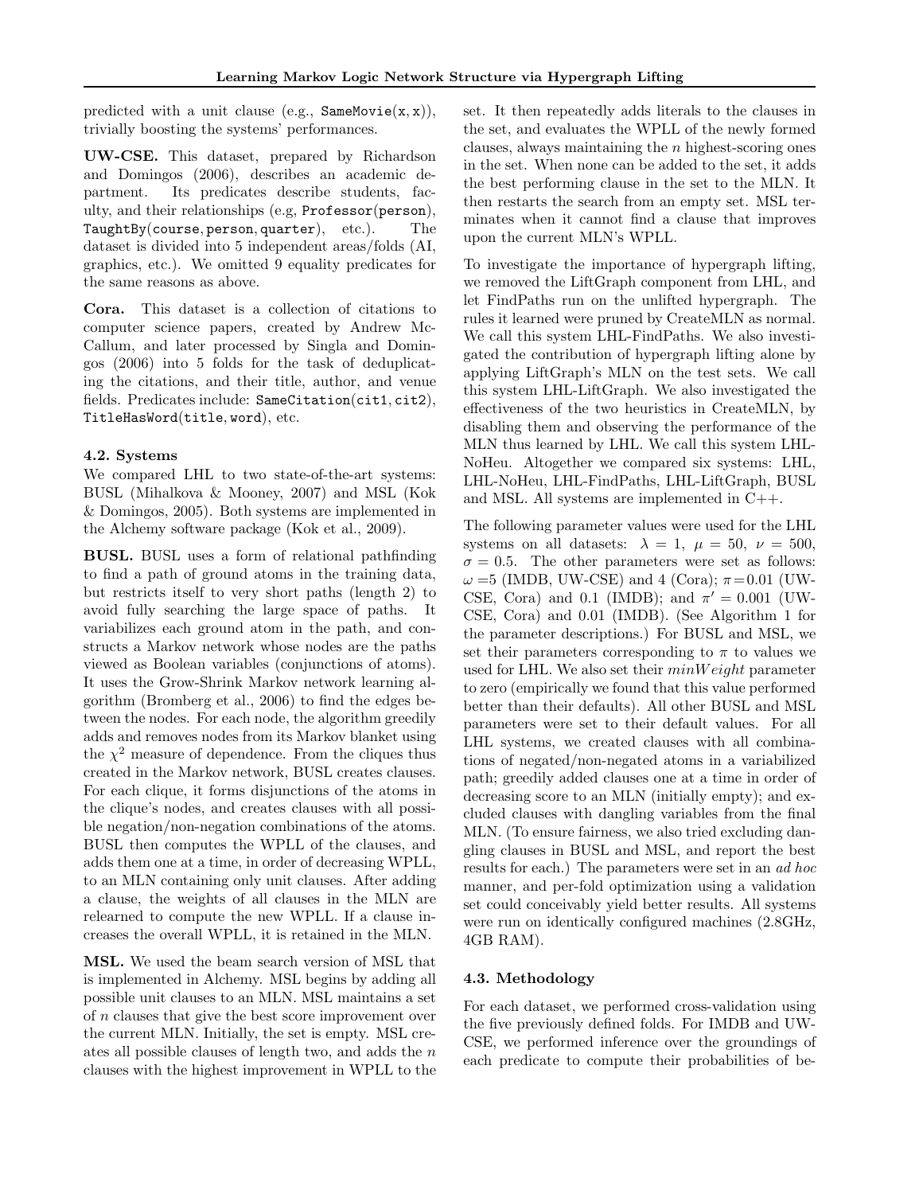predicted with a unit clause (e.g., SameMovie(x, x)), trivially boosting the systems' performances.

**UW-CSE.** This dataset, prepared by Richardson and Domingos (2006), describes an academic department. Its predicates describe students, faculty, and their relationships (e.g, Professor(person), TaughtBy(course, person, quarter), etc.). The dataset is divided into 5 independent areas/folds (AI, graphics, etc.). We omitted 9 equality predicates for the same reasons as above.

**Cora.** This dataset is a collection of citations to computer science papers, created by Andrew McCallum, and later processed by Singla and Domingos (2006) into 5 folds for the task of deduplicating the citations, and their title, author, and venue fields. Predicates include: SameCitation(cit1, cit2), TitleHasWord(title, word), etc.

### 4.2. Systems

We compared LHL to two state-of-the-art systems: BUSL (Mihalkova & Mooney, 2007) and MSL (Kok & Domingos, 2005). Both systems are implemented in the Alchemy software package (Kok et al., 2009).

**BUSL.** BUSL uses a form of relational pathfinding to find a path of ground atoms in the training data, but restricts itself to very short paths (length 2) to avoid fully searching the large space of paths. It variabilizes each ground atom in the path, and constructs a Markov network whose nodes are the paths viewed as Boolean variables (conjunctions of atoms). It uses the Grow-Shrink Markov network learning algorithm (Bromberg et al., 2006) to find the edges between the nodes. For each node, the algorithm greedily adds and removes nodes from its Markov blanket using the $\chi^2$ measure of dependence. From the cliques thus created in the Markov network, BUSL creates clauses. For each clique, it forms disjunctions of the atoms in the clique's nodes, and creates clauses with all possible negation/non-negation combinations of the atoms. BUSL then computes the WPLL of the clauses, and adds them one at a time, in order of decreasing WPLL, to an MLN containing only unit clauses. After adding a clause, the weights of all clauses in the MLN are relearned to compute the new WPLL. If a clause increases the overall WPLL, it is retained in the MLN.

**MSL.** We used the beam search version of MSL that is implemented in Alchemy. MSL begins by adding all possible unit clauses to an MLN. MSL maintains a set of $n$ clauses that give the best score improvement over the current MLN. Initially, the set is empty. MSL creates all possible clauses of length two, and adds the $n$ clauses with the highest improvement in WPLL to the set. It then repeatedly adds literals to the clauses in the set, and evaluates the WPLL of the newly formed clauses, always maintaining the $n$ highest-scoring ones in the set. When none can be added to the set, it adds the best performing clause in the set to the MLN. It then restarts the search from an empty set. MSL terminates when it cannot find a clause that improves upon the current MLN's WPLL.

To investigate the importance of hypergraph lifting, we removed the LiftGraph component from LHL, and let FindPaths run on the unlifted hypergraph. The rules it learned were pruned by CreateMLN as normal. We call this system LHL-FindPaths. We also investigated the contribution of hypergraph lifting alone by applying LiftGraph's MLN on the test sets. We call this system LHL-LiftGraph. We also investigated the effectiveness of the two heuristics in CreateMLN, by disabling them and observing the performance of the MLN thus learned by LHL. We call this system LHL-NoHeu. Altogether we compared six systems: LHL, LHL-NoHeu, LHL-FindPaths, LHL-LiftGraph, BUSL and MSL. All systems are implemented in C++.

The following parameter values were used for the LHL systems on all datasets: $\lambda = 1$, $\mu = 50$, $\nu = 500$, $\sigma = 0.5$. The other parameters were set as follows: $\omega = 5$ (IMDB, UW-CSE) and 4 (Cora); $\pi = 0.01$ (UW-CSE, Cora) and 0.1 (IMDB); and $\pi' = 0.001$ (UW-CSE, Cora) and 0.01 (IMDB). (See Algorithm 1 for the parameter descriptions.) For BUSL and MSL, we set their parameters corresponding to $\pi$ to values we used for LHL. We also set their $minWeight$ parameter to zero (empirically we found that this value performed better than their defaults). All other BUSL and MSL parameters were set to their default values. For all LHL systems, we created clauses with all combinations of negated/non-negated atoms in a variabilized path; greedily added clauses one at a time in order of decreasing score to an MLN (initially empty); and excluded clauses with dangling variables from the final MLN. (To ensure fairness, we also tried excluding dangling clauses in BUSL and MSL, and report the best results for each.) The parameters were set in an *ad hoc* manner, and per-fold optimization using a validation set could conceivably yield better results. All systems were run on identically configured machines (2.8GHz, 4GB RAM).

### 4.3. Methodology

For each dataset, we performed cross-validation using the five previously defined folds. For IMDB and UW-CSE, we performed inference over the groundings of each predicate to compute their probabilities of be-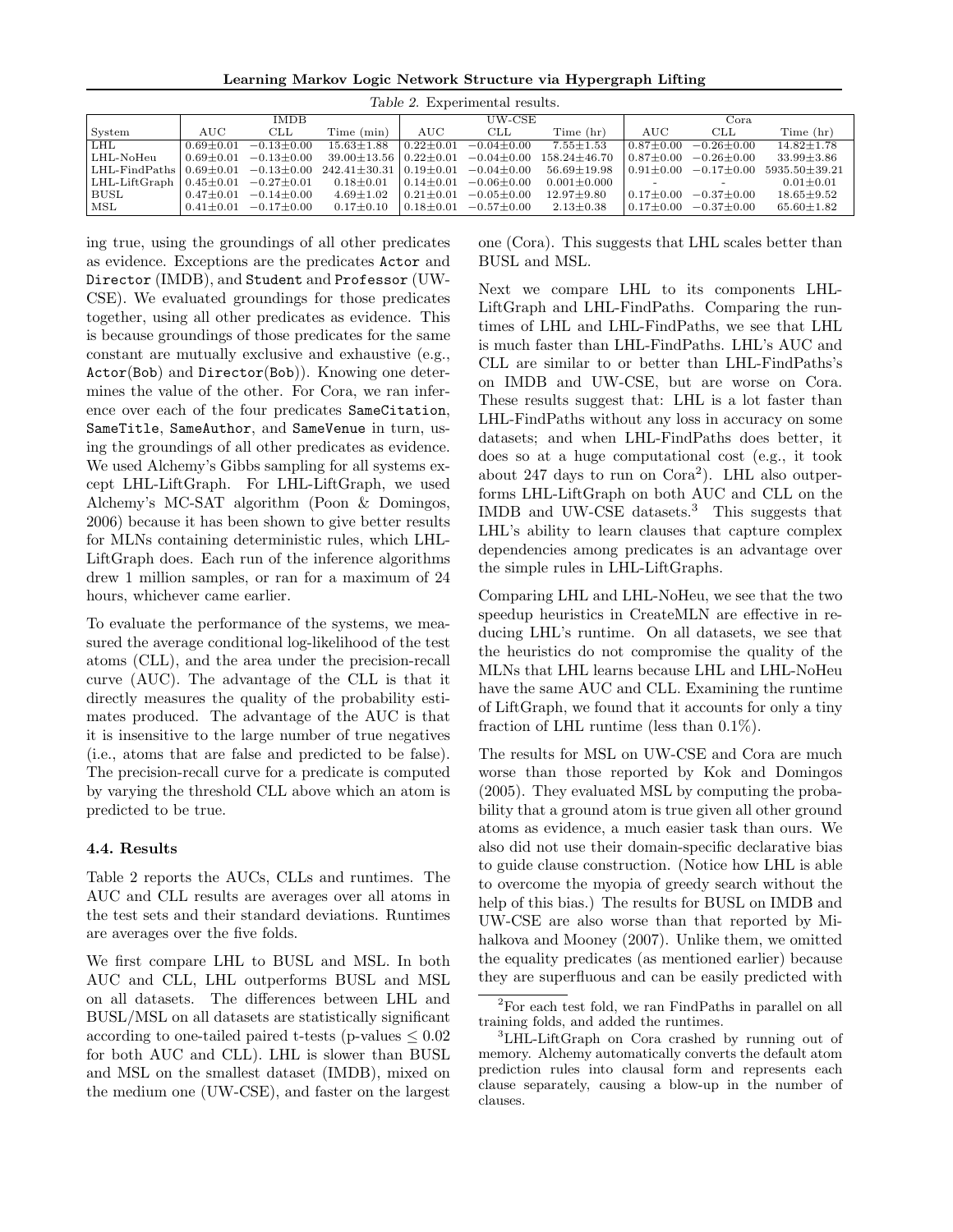*Table 2.* Experimental results.

| | IMDB | | | UW-CSE | | | Cora | | |
|---|---|---|---|---|---|---|---|---|---|
| System | AUC | CLL | Time (min) | AUC | CLL | Time (hr) | AUC | CLL | Time (hr) |
| LHL | 0.69±0.01 | −0.13±0.00 | 15.63±1.88 | 0.22±0.01 | −0.04±0.00 | 7.55±1.53 | 0.87±0.00 | −0.26±0.00 | 14.82±1.78 |
| LHL-NoHeu | 0.69±0.01 | −0.13±0.00 | 39.00±13.56 | 0.22±0.01 | −0.04±0.00 | 158.24±46.70 | 0.87±0.00 | −0.26±0.00 | 33.99±3.86 |
| LHL-FindPaths | 0.69±0.01 | −0.13±0.00 | 242.41±30.31 | 0.19±0.01 | −0.04±0.00 | 56.69±19.98 | 0.91±0.00 | −0.17±0.00 | 5935.50±39.21 |
| LHL-LiftGraph | 0.45±0.01 | −0.27±0.01 | 0.18±0.01 | 0.14±0.01 | −0.06±0.00 | 0.001±0.000 | - | - | 0.01±0.01 |
| BUSL | 0.47±0.01 | −0.14±0.00 | 4.69±1.02 | 0.21±0.01 | −0.05±0.00 | 12.97±9.80 | 0.17±0.00 | −0.37±0.00 | 18.65±9.52 |
| MSL | 0.41±0.01 | −0.17±0.00 | 0.17±0.10 | 0.18±0.01 | −0.57±0.00 | 2.13±0.38 | 0.17±0.00 | −0.37±0.00 | 65.60±1.82 |

ing true, using the groundings of all other predicates as evidence. Exceptions are the predicates Actor and Director (IMDB), and Student and Professor (UW-CSE). We evaluated groundings for those predicates together, using all other predicates as evidence. This is because groundings of those predicates for the same constant are mutually exclusive and exhaustive (e.g., Actor(Bob) and Director(Bob)). Knowing one determines the value of the other. For Cora, we ran inference over each of the four predicates SameCitation, SameTitle, SameAuthor, and SameVenue in turn, using the groundings of all other predicates as evidence. We used Alchemy's Gibbs sampling for all systems except LHL-LiftGraph. For LHL-LiftGraph, we used Alchemy's MC-SAT algorithm (Poon & Domingos, 2006) because it has been shown to give better results for MLNs containing deterministic rules, which LHL-LiftGraph does. Each run of the inference algorithms drew 1 million samples, or ran for a maximum of 24 hours, whichever came earlier.

To evaluate the performance of the systems, we measured the average conditional log-likelihood of the test atoms (CLL), and the area under the precision-recall curve (AUC). The advantage of the CLL is that it directly measures the quality of the probability estimates produced. The advantage of the AUC is that it is insensitive to the large number of true negatives (i.e., atoms that are false and predicted to be false). The precision-recall curve for a predicate is computed by varying the threshold CLL above which an atom is predicted to be true.

### 4.4. Results

Table 2 reports the AUCs, CLLs and runtimes. The AUC and CLL results are averages over all atoms in the test sets and their standard deviations. Runtimes are averages over the five folds.

We first compare LHL to BUSL and MSL. In both AUC and CLL, LHL outperforms BUSL and MSL on all datasets. The differences between LHL and BUSL/MSL on all datasets are statistically significant according to one-tailed paired t-tests (p-values $\leq 0.02$ for both AUC and CLL). LHL is slower than BUSL and MSL on the smallest dataset (IMDB), mixed on the medium one (UW-CSE), and faster on the largest one (Cora). This suggests that LHL scales better than BUSL and MSL.

Next we compare LHL to its components LHL-LiftGraph and LHL-FindPaths. Comparing the runtimes of LHL and LHL-FindPaths, we see that LHL is much faster than LHL-FindPaths. LHL's AUC and CLL are similar to or better than LHL-FindPaths's on IMDB and UW-CSE, but are worse on Cora. These results suggest that: LHL is a lot faster than LHL-FindPaths without any loss in accuracy on some datasets; and when LHL-FindPaths does better, it does so at a huge computational cost (e.g., it took about 247 days to run on Cora[2]). LHL also outperforms LHL-LiftGraph on both AUC and CLL on the IMDB and UW-CSE datasets.[3] This suggests that LHL's ability to learn clauses that capture complex dependencies among predicates is an advantage over the simple rules in LHL-LiftGraphs.

Comparing LHL and LHL-NoHeu, we see that the two speedup heuristics in CreateMLN are effective in reducing LHL's runtime. On all datasets, we see that the heuristics do not compromise the quality of the MLNs that LHL learns because LHL and LHL-NoHeu have the same AUC and CLL. Examining the runtime of LiftGraph, we found that it accounts for only a tiny fraction of LHL runtime (less than 0.1%).

The results for MSL on UW-CSE and Cora are much worse than those reported by Kok and Domingos (2005). They evaluated MSL by computing the probability that a ground atom is true given all other ground atoms as evidence, a much easier task than ours. We also did not use their domain-specific declarative bias to guide clause construction. (Notice how LHL is able to overcome the myopia of greedy search without the help of this bias.) The results for BUSL on IMDB and UW-CSE are also worse than that reported by Mihalkova and Mooney (2007). Unlike them, we omitted the equality predicates (as mentioned earlier) because they are superfluous and can be easily predicted with

[2]For each test fold, we ran FindPaths in parallel on all training folds, and added the runtimes.

[3]LHL-LiftGraph on Cora crashed by running out of memory. Alchemy automatically converts the default atom prediction rules into clausal form and represents each clause separately, causing a blow-up in the number of clauses.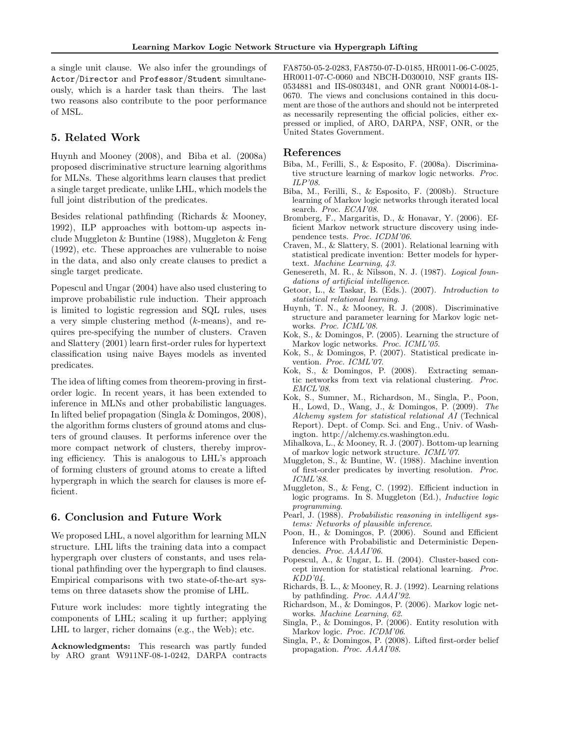a single unit clause. We also infer the groundings of Actor/Director and Professor/Student simultaneously, which is a harder task than theirs. The last two reasons also contribute to the poor performance of MSL.

## 5. Related Work

Huynh and Mooney (2008), and Biba et al. (2008a) proposed discriminative structure learning algorithms for MLNs. These algorithms learn clauses that predict a single target predicate, unlike LHL, which models the full joint distribution of the predicates.

Besides relational pathfinding (Richards & Mooney, 1992), ILP approaches with bottom-up aspects include Muggleton & Buntine (1988), Muggleton & Feng (1992), etc. These approaches are vulnerable to noise in the data, and also only create clauses to predict a single target predicate.

Popescul and Ungar (2004) have also used clustering to improve probabilistic rule induction. Their approach is limited to logistic regression and SQL rules, uses a very simple clustering method ($k$-means), and requires pre-specifying the number of clusters. Craven and Slattery (2001) learn first-order rules for hypertext classification using naive Bayes models as invented predicates.

The idea of lifting comes from theorem-proving in first-order logic. In recent years, it has been extended to inference in MLNs and other probabilistic languages. In lifted belief propagation (Singla & Domingos, 2008), the algorithm forms clusters of ground atoms and clusters of ground clauses. It performs inference over the more compact network of clusters, thereby improving efficiency. This is analogous to LHL's approach of forming clusters of ground atoms to create a lifted hypergraph in which the search for clauses is more efficient.

## 6. Conclusion and Future Work

We proposed LHL, a novel algorithm for learning MLN structure. LHL lifts the training data into a compact hypergraph over clusters of constants, and uses relational pathfinding over the hypergraph to find clauses. Empirical comparisons with two state-of-the-art systems on three datasets show the promise of LHL.

Future work includes: more tightly integrating the components of LHL; scaling it up further; applying LHL to larger, richer domains (e.g., the Web); etc.

**Acknowledgments:** This research was partly funded by ARO grant W911NF-08-1-0242, DARPA contracts FA8750-05-2-0283, FA8750-07-D-0185, HR0011-06-C-0025, HR0011-07-C-0060 and NBCH-D030010, NSF grants IIS-0534881 and IIS-0803481, and ONR grant N00014-08-1-0670. The views and conclusions contained in this document are those of the authors and should not be interpreted as necessarily representing the official policies, either expressed or implied, of ARO, DARPA, NSF, ONR, or the United States Government.

## References

Biba, M., Ferilli, S., & Esposito, F. (2008a). Discriminative structure learning of markov logic networks. *Proc. ILP'08*.

Biba, M., Ferilli, S., & Esposito, F. (2008b). Structure learning of Markov logic networks through iterated local search. *Proc. ECAI'08*.

Bromberg, F., Margaritis, D., & Honavar, Y. (2006). Efficient Markov network structure discovery using independence tests. *Proc. ICDM'06*.

Craven, M., & Slattery, S. (2001). Relational learning with statistical predicate invention: Better models for hypertext. *Machine Learning*, *43*.

Genesereth, M. R., & Nilsson, N. J. (1987). *Logical foundations of artificial intelligence*.

Getoor, L., & Taskar, B. (Eds.). (2007). *Introduction to statistical relational learning*.

Huynh, T. N., & Mooney, R. J. (2008). Discriminative structure and parameter learning for Markov logic networks. *Proc. ICML'08*.

Kok, S., & Domingos, P. (2005). Learning the structure of Markov logic networks. *Proc. ICML'05*.

Kok, S., & Domingos, P. (2007). Statistical predicate invention. *Proc. ICML'07*.

Kok, S., & Domingos, P. (2008). Extracting semantic networks from text via relational clustering. *Proc. EMCL'08*.

Kok, S., Sumner, M., Richardson, M., Singla, P., Poon, H., Lowd, D., Wang, J., & Domingos, P. (2009). *The Alchemy system for statistical relational AI* (Technical Report). Dept. of Comp. Sci. and Eng., Univ. of Washington. http://alchemy.cs.washington.edu.

Mihalkova, L., & Mooney, R. J. (2007). Bottom-up learning of markov logic network structure. *ICML'07*.

Muggleton, S., & Buntine, W. (1988). Machine invention of first-order predicates by inverting resolution. *Proc. ICML'88*.

Muggleton, S., & Feng, C. (1992). Efficient induction in logic programs. In S. Muggleton (Ed.), *Inductive logic programming*.

Pearl, J. (1988). *Probabilistic reasoning in intelligent systems: Networks of plausible inference*.

Poon, H., & Domingos, P. (2006). Sound and Efficient Inference with Probabilistic and Deterministic Dependencies. *Proc. AAAI'06*.

Popescul, A., & Ungar, L. H. (2004). Cluster-based concept invention for statistical relational learning. *Proc. KDD'04*.

Richards, B. L., & Mooney, R. J. (1992). Learning relations by pathfinding. *Proc. AAAI'92*.

Richardson, M., & Domingos, P. (2006). Markov logic networks. *Machine Learning*, *62*.

Singla, P., & Domingos, P. (2006). Entity resolution with Markov logic. *Proc. ICDM'06*.

Singla, P., & Domingos, P. (2008). Lifted first-order belief propagation. *Proc. AAAI'08*.